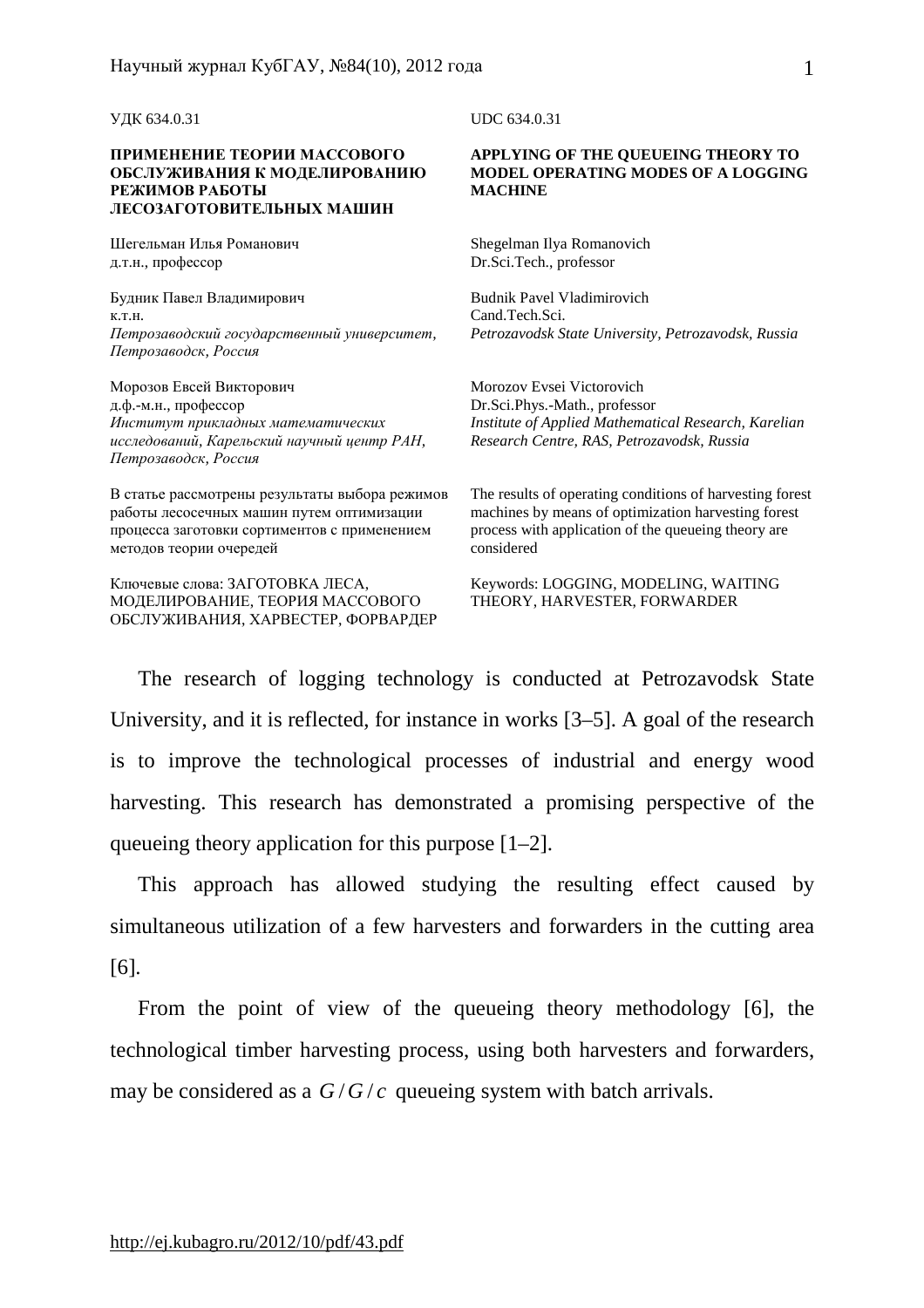УДК 634.0.31

UDC 634.0.31

**ПРИМЕНЕНИЕ ТЕОРИИ МАССОВОГО ОБСЛУЖИВАНИЯ К МОДЕЛИРОВАНИЮ РЕЖИМОВ РАБОТЫ ЛЕСОЗАГОТОВИТЕЛЬНЫХ МАШИН**

**APPLYING OF THE QUEUEING THEORY TO MODEL OPERATING MODES OF A LOGGING MACHINE**

Шегельман Илья Романович
д.т.н., профессор

Shegelman Ilya Romanovich
Dr.Sci.Tech., professor

Будник Павел Владимирович
к.т.н.
*Петрозаводский государственный университет, Петрозаводск, Россия*

Budnik Pavel Vladimirovich
Cand.Tech.Sci.
*Petrozavodsk State University, Petrozavodsk, Russia*

Морозов Евсей Викторович
д.ф.-м.н., профессор
*Институт прикладных математических исследований, Карельский научный центр РАН, Петрозаводск, Россия*

Morozov Evsei Victorovich
Dr.Sci.Phys.-Math., professor
*Institute of Applied Mathematical Research, Karelian Research Centre, RAS, Petrozavodsk, Russia*

В статье рассмотрены результаты выбора режимов работы лесосечных машин путем оптимизации процесса заготовки сортиментов с применением методов теории очередей

The results of operating conditions of harvesting forest machines by means of optimization harvesting forest process with application of the queueing theory are considered

Ключевые слова: ЗАГОТОВКА ЛЕСА, МОДЕЛИРОВАНИЕ, ТЕОРИЯ МАССОВОГО ОБСЛУЖИВАНИЯ, ХАРВЕСТЕР, ФОРВАРДЕР

Keywords: LOGGING, MODELING, WAITING THEORY, HARVESTER, FORWARDER

The research of logging technology is conducted at Petrozavodsk State University, and it is reflected, for instance in works [3–5]. A goal of the research is to improve the technological processes of industrial and energy wood harvesting. This research has demonstrated a promising perspective of the queueing theory application for this purpose [1–2].

This approach has allowed studying the resulting effect caused by simultaneous utilization of a few harvesters and forwarders in the cutting area [6].

From the point of view of the queueing theory methodology [6], the technological timber harvesting process, using both harvesters and forwarders, may be considered as a $G/G/c$ queueing system with batch arrivals.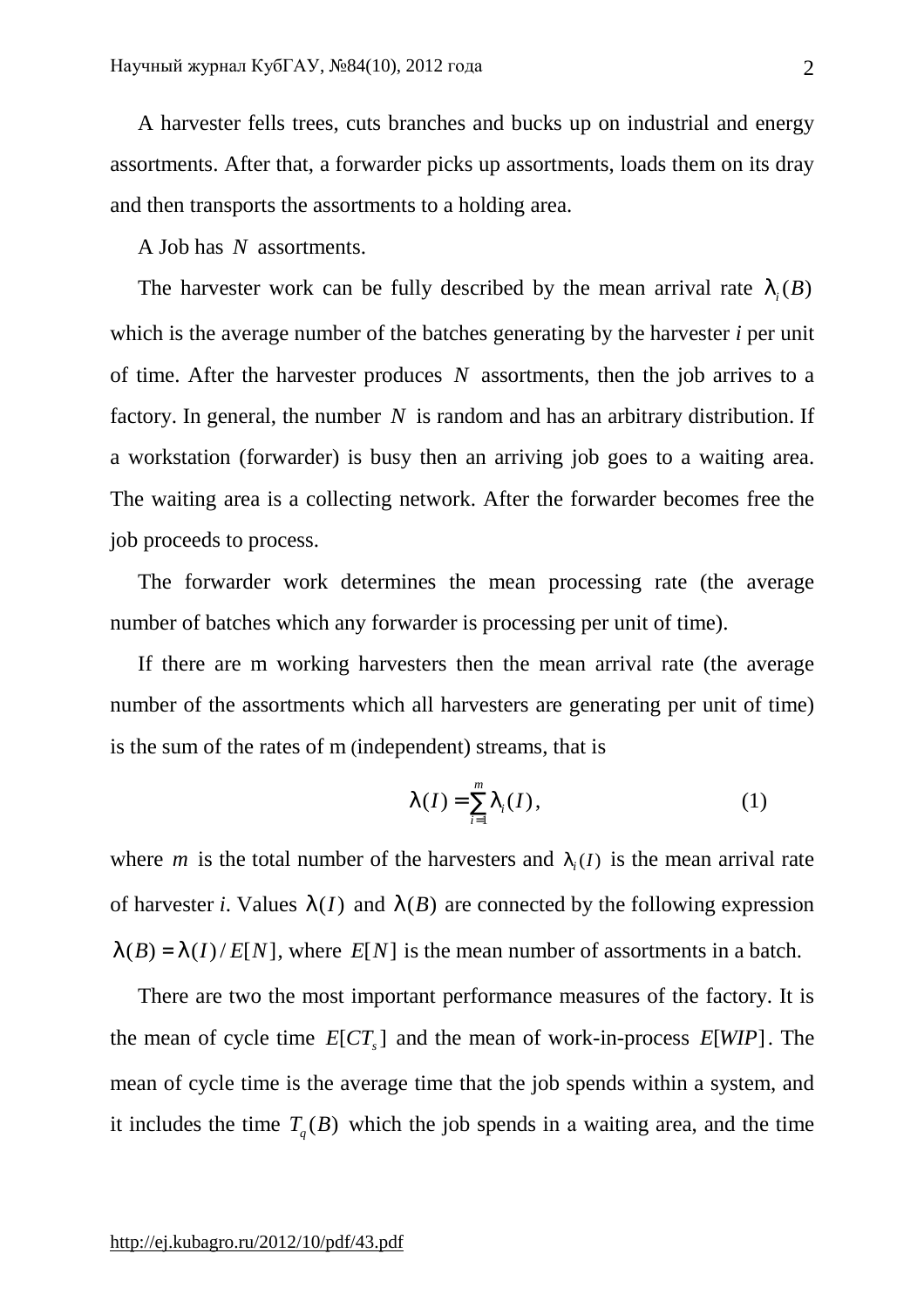A harvester fells trees, cuts branches and bucks up on industrial and energy assortments. After that, a forwarder picks up assortments, loads them on its dray and then transports the assortments to a holding area.

A Job has $N$ assortments.

The harvester work can be fully described by the mean arrival rate $\lambda_i(B)$ which is the average number of the batches generating by the harvester *i* per unit of time. After the harvester produces $N$ assortments, then the job arrives to a factory. In general, the number $N$ is random and has an arbitrary distribution. If a workstation (forwarder) is busy then an arriving job goes to a waiting area. The waiting area is a collecting network. After the forwarder becomes free the job proceeds to process.

The forwarder work determines the mean processing rate (the average number of batches which any forwarder is processing per unit of time).

If there are m working harvesters then the mean arrival rate (the average number of the assortments which all harvesters are generating per unit of time) is the sum of the rates of m (independent) streams, that is

$$\lambda(I) = \sum_{i=1}^{m} \lambda_i(I), \tag{1}$$

where $m$ is the total number of the harvesters and $\lambda_i(I)$ is the mean arrival rate of harvester *i*. Values $\lambda(I)$ and $\lambda(B)$ are connected by the following expression $\lambda(B) = \lambda(I)/E[N]$, where $E[N]$ is the mean number of assortments in a batch.

There are two the most important performance measures of the factory. It is the mean of cycle time $E[CT_s]$ and the mean of work-in-process $E[WIP]$. The mean of cycle time is the average time that the job spends within a system, and it includes the time $T_q(B)$ which the job spends in a waiting area, and the time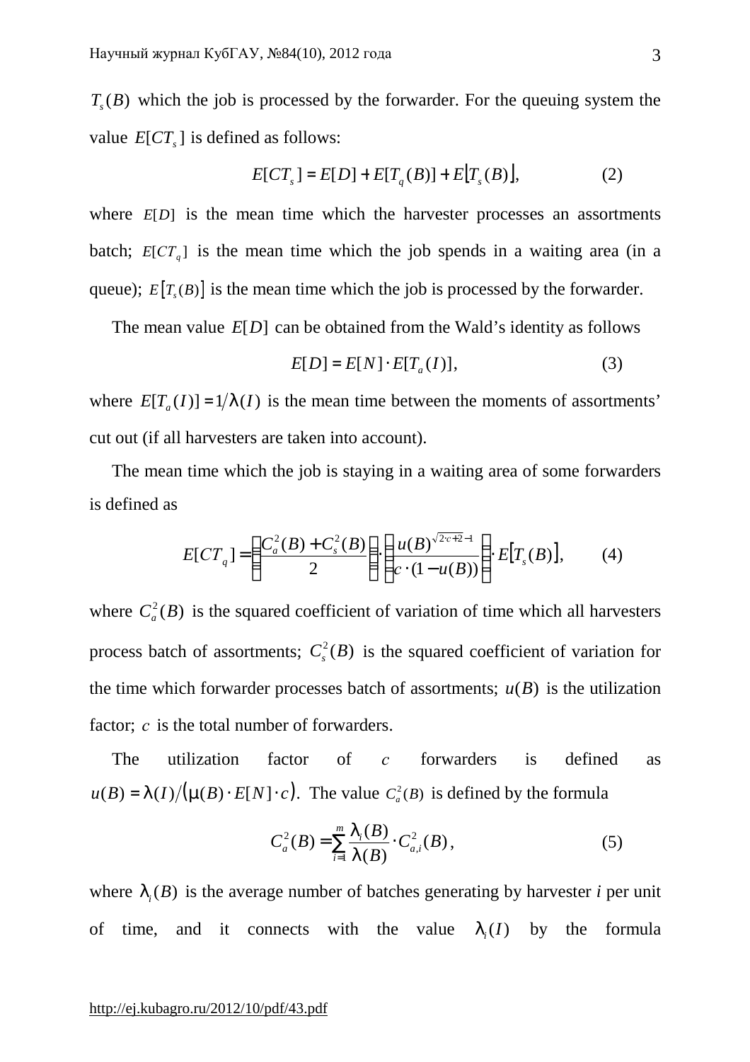$T_s(B)$ which the job is processed by the forwarder. For the queuing system the value $E[CT_s]$ is defined as follows:

$$E[CT_s] = E[D] + E[T_q(B)] + E[T_s(B)], \qquad (2)$$

where $E[D]$ is the mean time which the harvester processes an assortments batch; $E[CT_q]$ is the mean time which the job spends in a waiting area (in a queue); $E[T_s(B)]$ is the mean time which the job is processed by the forwarder.

The mean value $E[D]$ can be obtained from the Wald's identity as follows

$$E[D] = E[N] \cdot E[T_a(I)], \qquad (3)$$

where $E[T_a(I)] = 1/\lambda(I)$ is the mean time between the moments of assortments' cut out (if all harvesters are taken into account).

The mean time which the job is staying in a waiting area of some forwarders is defined as

$$E[CT_q] = \left(\frac{C_a^2(B) + C_s^2(B)}{2}\right) \cdot \left(\frac{u(B)^{\sqrt{2 \cdot c + 2} - 1}}{c \cdot (1 - u(B))}\right) \cdot E[T_s(B)], \qquad (4)$$

where $C_a^2(B)$ is the squared coefficient of variation of time which all harvesters process batch of assortments; $C_s^2(B)$ is the squared coefficient of variation for the time which forwarder processes batch of assortments; $u(B)$ is the utilization factor; $c$ is the total number of forwarders.

The utilization factor of $c$ forwarders is defined as $u(B) = \lambda(I) / (\mu(B) \cdot E[N] \cdot c)$. The value $C_a^2(B)$ is defined by the formula

$$C_a^2(B) = \sum_{i=1}^{m} \frac{\lambda_i(B)}{\lambda(B)} \cdot C_{a,i}^2(B), \qquad (5)$$

where $\lambda_i(B)$ is the average number of batches generating by harvester *i* per unit of time, and it connects with the value $\lambda_i(I)$ by the formula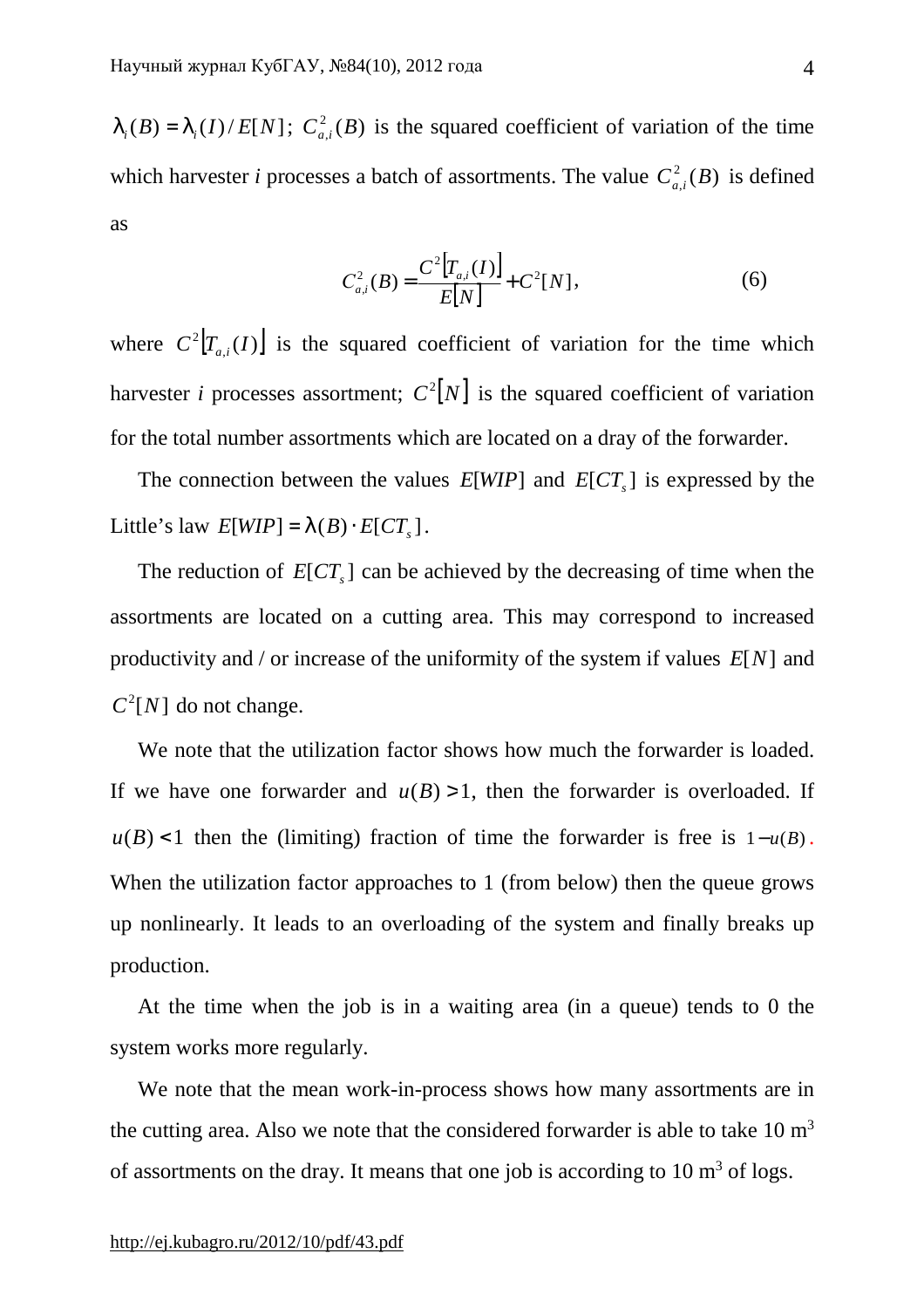$\lambda_i(B) = \lambda_i(I)/E[N]$; $C^2_{a,i}(B)$ is the squared coefficient of variation of the time which harvester *i* processes a batch of assortments. The value $C^2_{a,i}(B)$ is defined as

$$C^2_{a,i}(B) = \frac{C^2[T_{a,i}(I)]}{E[N]} + C^2[N], \tag{6}$$

where $C^2[T_{a,i}(I)]$ is the squared coefficient of variation for the time which harvester *i* processes assortment; $C^2[N]$ is the squared coefficient of variation for the total number assortments which are located on a dray of the forwarder.

The connection between the values $E[WIP]$ and $E[CT_s]$ is expressed by the Little's law $E[WIP] = \lambda(B) \cdot E[CT_s]$.

The reduction of $E[CT_s]$ can be achieved by the decreasing of time when the assortments are located on a cutting area. This may correspond to increased productivity and / or increase of the uniformity of the system if values $E[N]$ and $C^2[N]$ do not change.

We note that the utilization factor shows how much the forwarder is loaded. If we have one forwarder and $u(B) > 1$, then the forwarder is overloaded. If $u(B) < 1$ then the (limiting) fraction of time the forwarder is free is $1 - u(B)$. When the utilization factor approaches to 1 (from below) then the queue grows up nonlinearly. It leads to an overloading of the system and finally breaks up production.

At the time when the job is in a waiting area (in a queue) tends to 0 the system works more regularly.

We note that the mean work-in-process shows how many assortments are in the cutting area. Also we note that the considered forwarder is able to take 10 $m^3$ of assortments on the dray. It means that one job is according to 10 $m^3$ of logs.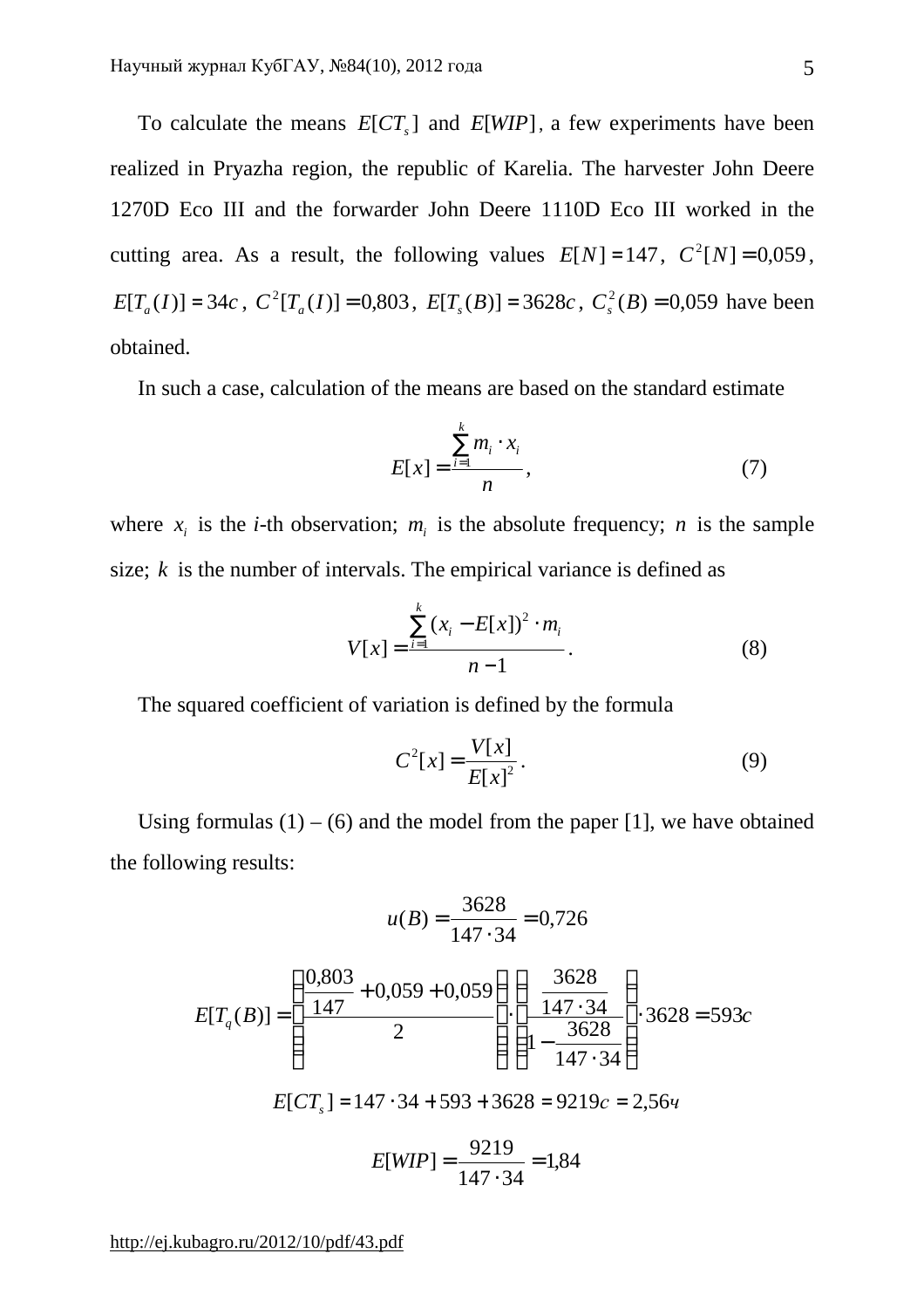To calculate the means $E[CT_s]$ and $E[WIP]$, a few experiments have been realized in Pryazha region, the republic of Karelia. The harvester John Deere 1270D Eco III and the forwarder John Deere 1110D Eco III worked in the cutting area. As a result, the following values $E[N] = 147$, $C^2[N] = 0{,}059$, $E[T_a(I)] = 34c$, $C^2[T_a(I)] = 0{,}803$, $E[T_s(B)] = 3628c$, $C_s^2(B) = 0{,}059$ have been obtained.

In such a case, calculation of the means are based on the standard estimate

$$E[x] = \frac{\sum_{i=1}^{k} m_i \cdot x_i}{n}, \tag{7}$$

where $x_i$ is the ***i***-th observation; $m_i$ is the absolute frequency; $n$ is the sample size; $k$ is the number of intervals. The empirical variance is defined as

$$V[x] = \frac{\sum_{i=1}^{k} (x_i - E[x])^2 \cdot m_i}{n-1}. \tag{8}$$

The squared coefficient of variation is defined by the formula

$$C^2[x] = \frac{V[x]}{E[x]^2}. \tag{9}$$

Using formulas (1) – (6) and the model from the paper [1], we have obtained the following results:

$$u(B) = \frac{3628}{147 \cdot 34} = 0{,}726$$

$$E[T_q(B)] = \left( \frac{\frac{0{,}803}{147} + 0{,}059 + 0{,}059}{2} \right) \cdot \left( \frac{\frac{3628}{147 \cdot 34}}{1 - \frac{3628}{147 \cdot 34}} \right) \cdot 3628 = 593c$$

$$E[CT_s] = 147 \cdot 34 + 593 + 3628 = 9219c = 2{,}56ч$$

$$E[WIP] = \frac{9219}{147 \cdot 34} = 1{,}84$$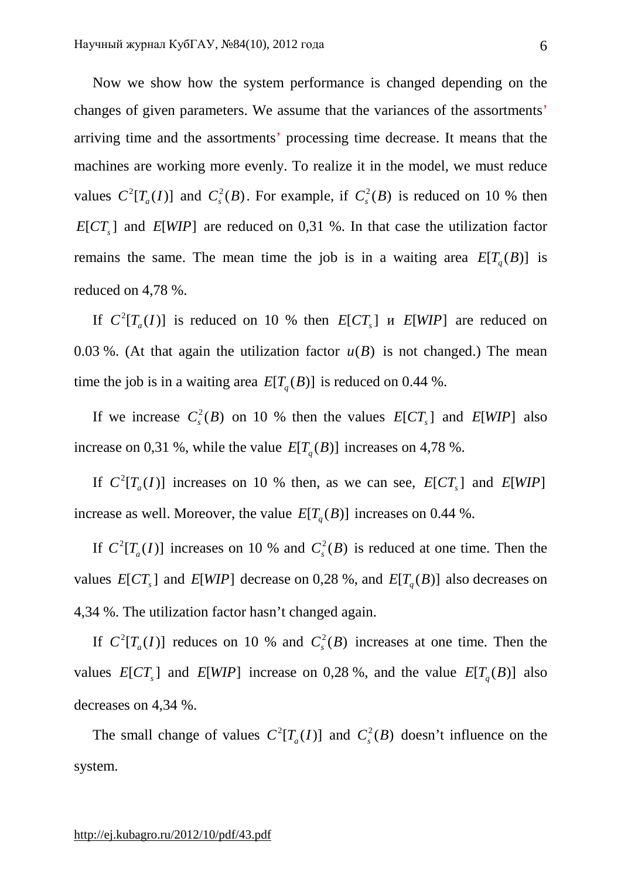Now we show how the system performance is changed depending on the changes of given parameters. We assume that the variances of the assortments' arriving time and the assortments' processing time decrease. It means that the machines are working more evenly. To realize it in the model, we must reduce values $C^2[T_a(I)]$ and $C_s^2(B)$. For example, if $C_s^2(B)$ is reduced on 10 % then $E[CT_s]$ and $E[WIP]$ are reduced on 0,31 %. In that case the utilization factor remains the same. The mean time the job is in a waiting area $E[T_q(B)]$ is reduced on 4,78 %.

If $C^2[T_a(I)]$ is reduced on 10 % then $E[CT_s]$ и $E[WIP]$ are reduced on 0.03 %. (At that again the utilization factor $u(B)$ is not changed.) The mean time the job is in a waiting area $E[T_q(B)]$ is reduced on 0.44 %.

If we increase $C_s^2(B)$ on 10 % then the values $E[CT_s]$ and $E[WIP]$ also increase on 0,31 %, while the value $E[T_q(B)]$ increases on 4,78 %.

If $C^2[T_a(I)]$ increases on 10 % then, as we can see, $E[CT_s]$ and $E[WIP]$ increase as well. Moreover, the value $E[T_q(B)]$ increases on 0.44 %.

If $C^2[T_a(I)]$ increases on 10 % and $C_s^2(B)$ is reduced at one time. Then the values $E[CT_s]$ and $E[WIP]$ decrease on 0,28 %, and $E[T_q(B)]$ also decreases on 4,34 %. The utilization factor hasn't changed again.

If $C^2[T_a(I)]$ reduces on 10 % and $C_s^2(B)$ increases at one time. Then the values $E[CT_s]$ and $E[WIP]$ increase on 0,28 %, and the value $E[T_q(B)]$ also decreases on 4,34 %.

The small change of values $C^2[T_a(I)]$ and $C_s^2(B)$ doesn't influence on the system.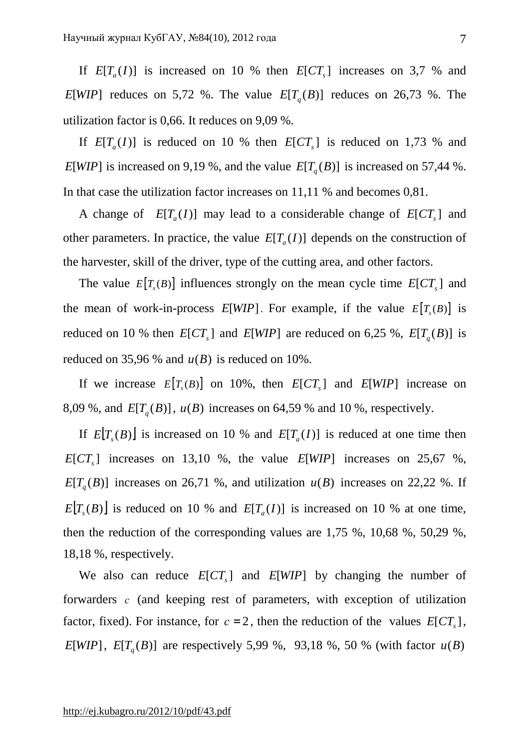If $E[T_a(I)]$ is increased on 10 % then $E[CT_s]$ increases on 3,7 % and $E[WIP]$ reduces on 5,72 %. The value $E[T_q(B)]$ reduces on 26,73 %. The utilization factor is 0,66. It reduces on 9,09 %.

If $E[T_a(I)]$ is reduced on 10 % then $E[CT_s]$ is reduced on 1,73 % and $E[WIP]$ is increased on 9,19 %, and the value $E[T_q(B)]$ is increased on 57,44 %. In that case the utilization factor increases on 11,11 % and becomes 0,81.

A change of $E[T_a(I)]$ may lead to a considerable change of $E[CT_s]$ and other parameters. In practice, the value $E[T_a(I)]$ depends on the construction of the harvester, skill of the driver, type of the cutting area, and other factors.

The value $E[T_s(B)]$ influences strongly on the mean cycle time $E[CT_s]$ and the mean of work-in-process $E[WIP]$. For example, if the value $E[T_s(B)]$ is reduced on 10 % then $E[CT_s]$ and $E[WIP]$ are reduced on 6,25 %, $E[T_q(B)]$ is reduced on 35,96 % and $u(B)$ is reduced on 10%.

If we increase $E[T_s(B)]$ on 10%, then $E[CT_s]$ and $E[WIP]$ increase on 8,09 %, and $E[T_q(B)]$, $u(B)$ increases on 64,59 % and 10 %, respectively.

If $E[T_s(B)]$ is increased on 10 % and $E[T_a(I)]$ is reduced at one time then $E[CT_s]$ increases on 13,10 %, the value $E[WIP]$ increases on 25,67 %, $E[T_q(B)]$ increases on 26,71 %, and utilization $u(B)$ increases on 22,22 %. If $E[T_s(B)]$ is reduced on 10 % and $E[T_a(I)]$ is increased on 10 % at one time, then the reduction of the corresponding values are 1,75 %, 10,68 %, 50,29 %, 18,18 %, respectively.

We also can reduce $E[CT_s]$ and $E[WIP]$ by changing the number of forwarders $c$ (and keeping rest of parameters, with exception of utilization factor, fixed). For instance, for $c = 2$, then the reduction of the values $E[CT_s]$, $E[WIP]$, $E[T_q(B)]$ are respectively 5,99 %, 93,18 %, 50 % (with factor $u(B)$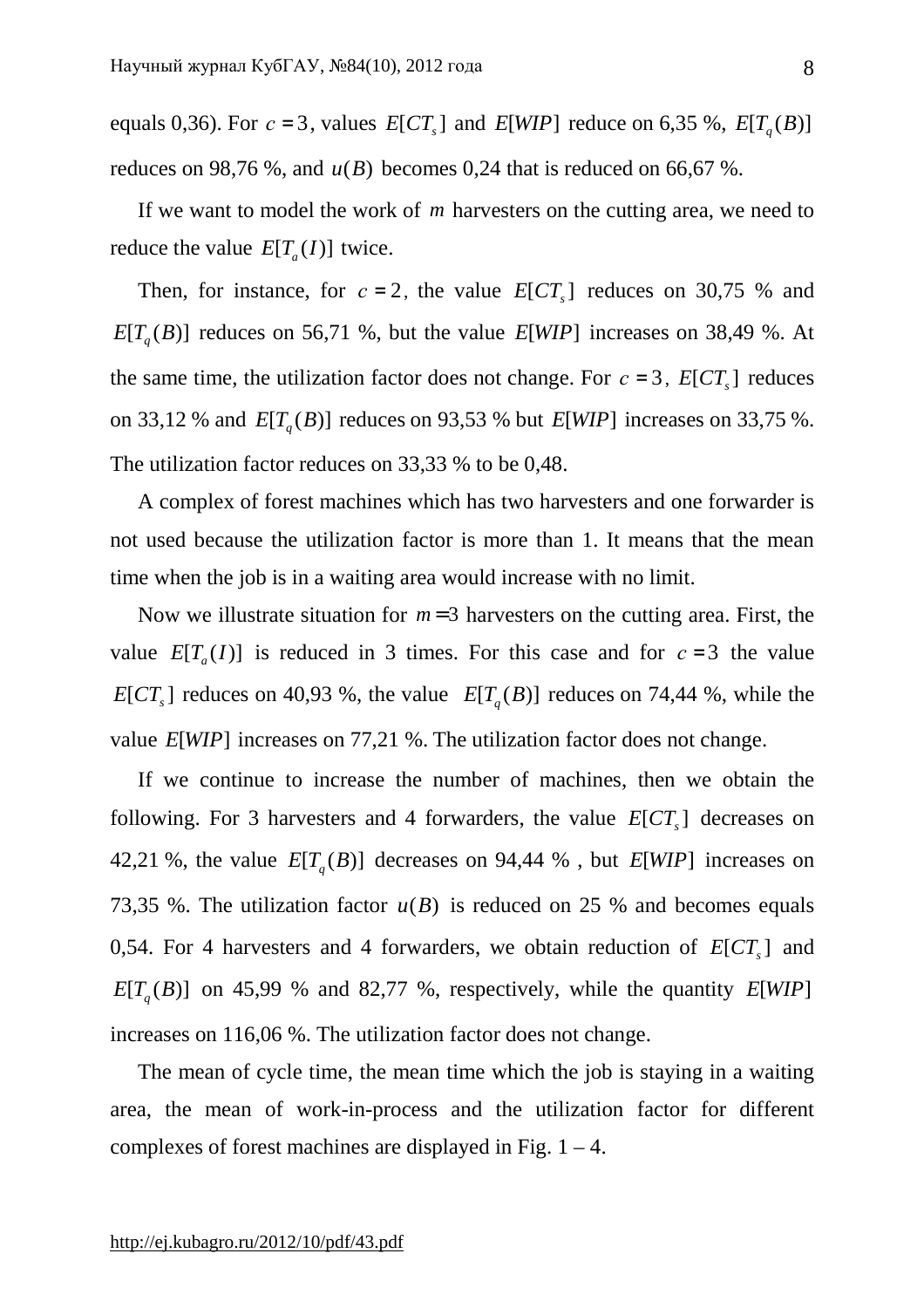equals 0,36). For $c = 3$, values $E[CT_s]$ and $E[WIP]$ reduce on 6,35 %, $E[T_q(B)]$ reduces on 98,76 %, and $u(B)$ becomes 0,24 that is reduced on 66,67 %.

If we want to model the work of $m$ harvesters on the cutting area, we need to reduce the value $E[T_a(I)]$ twice.

Then, for instance, for $c = 2$, the value $E[CT_s]$ reduces on 30,75 % and $E[T_q(B)]$ reduces on 56,71 %, but the value $E[WIP]$ increases on 38,49 %. At the same time, the utilization factor does not change. For $c = 3$, $E[CT_s]$ reduces on 33,12 % and $E[T_q(B)]$ reduces on 93,53 % but $E[WIP]$ increases on 33,75 %. The utilization factor reduces on 33,33 % to be 0,48.

A complex of forest machines which has two harvesters and one forwarder is not used because the utilization factor is more than 1. It means that the mean time when the job is in a waiting area would increase with no limit.

Now we illustrate situation for $m=3$ harvesters on the cutting area. First, the value $E[T_a(I)]$ is reduced in 3 times. For this case and for $c = 3$ the value $E[CT_s]$ reduces on 40,93 %, the value $E[T_q(B)]$ reduces on 74,44 %, while the value $E[WIP]$ increases on 77,21 %. The utilization factor does not change.

If we continue to increase the number of machines, then we obtain the following. For 3 harvesters and 4 forwarders, the value $E[CT_s]$ decreases on 42,21 %, the value $E[T_q(B)]$ decreases on 94,44 % , but $E[WIP]$ increases on 73,35 %. The utilization factor $u(B)$ is reduced on 25 % and becomes equals 0,54. For 4 harvesters and 4 forwarders, we obtain reduction of $E[CT_s]$ and $E[T_q(B)]$ on 45,99 % and 82,77 %, respectively, while the quantity $E[WIP]$ increases on 116,06 %. The utilization factor does not change.

The mean of cycle time, the mean time which the job is staying in a waiting area, the mean of work-in-process and the utilization factor for different complexes of forest machines are displayed in Fig. 1 – 4.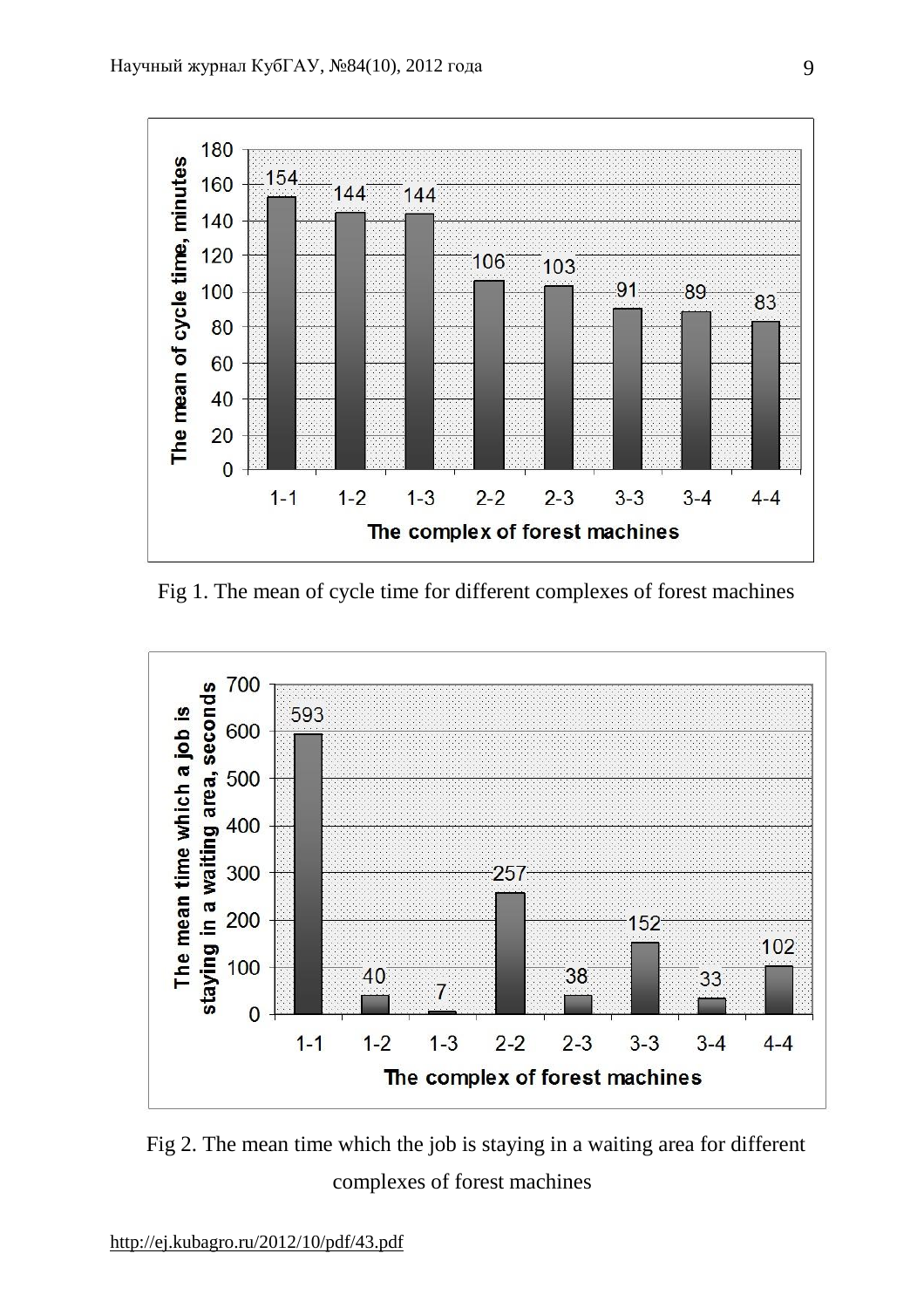Fig 1. The mean of cycle time for different complexes of forest machines

Fig 2. The mean time which the job is staying in a waiting area for different complexes of forest machines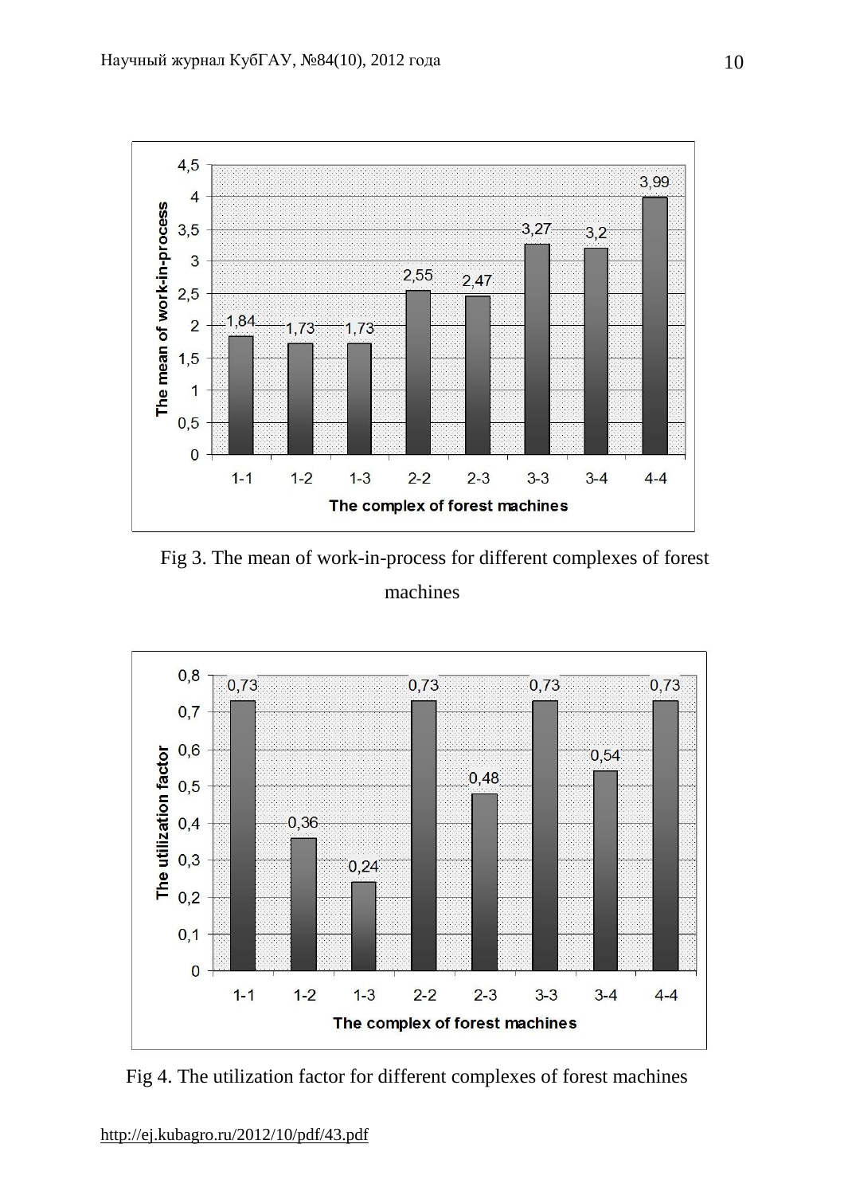Fig 3. The mean of work-in-process for different complexes of forest machines

Fig 4. The utilization factor for different complexes of forest machines

http://ej.kubagro.ru/2012/10/pdf/43.pdf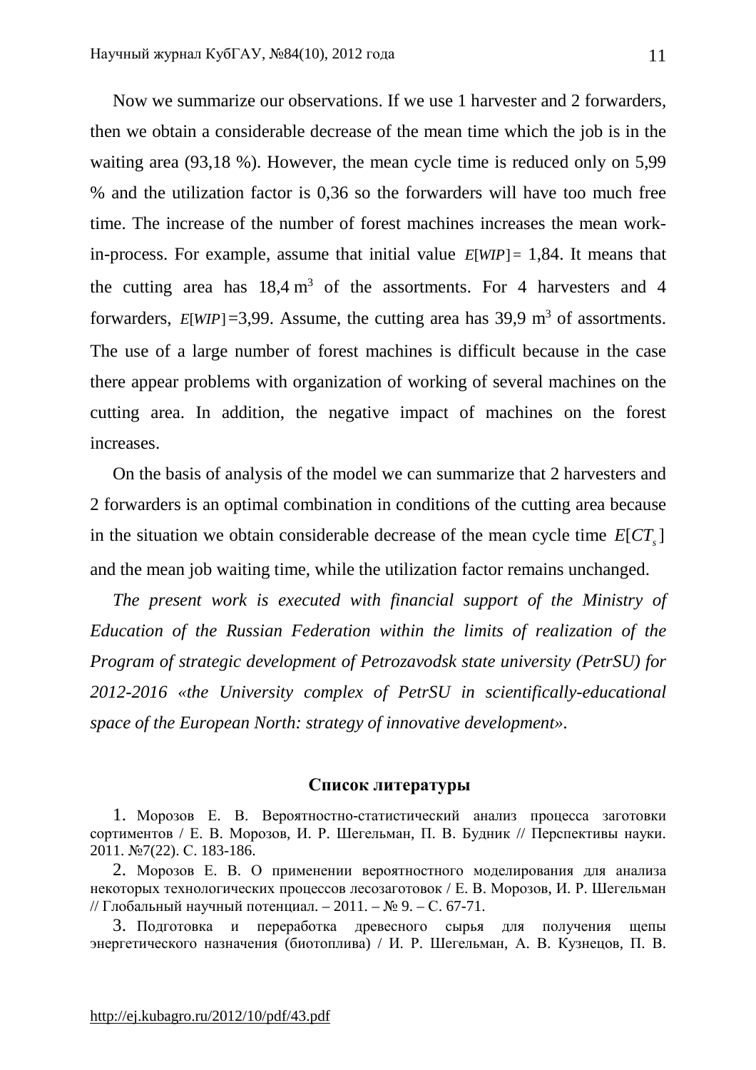Now we summarize our observations. If we use 1 harvester and 2 forwarders, then we obtain a considerable decrease of the mean time which the job is in the waiting area (93,18 %). However, the mean cycle time is reduced only on 5,99 % and the utilization factor is 0,36 so the forwarders will have too much free time. The increase of the number of forest machines increases the mean work-in-process. For example, assume that initial value $E[WIP] =$ 1,84. It means that the cutting area has 18,4 m$^3$ of the assortments. For 4 harvesters and 4 forwarders, $E[WIP]$=3,99. Assume, the cutting area has 39,9 m$^3$ of assortments. The use of a large number of forest machines is difficult because in the case there appear problems with organization of working of several machines on the cutting area. In addition, the negative impact of machines on the forest increases.

On the basis of analysis of the model we can summarize that 2 harvesters and 2 forwarders is an optimal combination in conditions of the cutting area because in the situation we obtain considerable decrease of the mean cycle time $E[CT_s]$ and the mean job waiting time, while the utilization factor remains unchanged.

*The present work is executed with financial support of the Ministry of Education of the Russian Federation within the limits of realization of the Program of strategic development of Petrozavodsk state university (PetrSU) for 2012-2016 «the University complex of PetrSU in scientifically-educational space of the European North: strategy of innovative development».*

## Список литературы

1. Морозов Е. В. Вероятностно-статистический анализ процесса заготовки сортиментов / Е. В. Морозов, И. Р. Шегельман, П. В. Будник // Перспективы науки. 2011. №7(22). С. 183-186.
2. Морозов Е. В. О применении вероятностного моделирования для анализа некоторых технологических процессов лесозаготовок / Е. В. Морозов, И. Р. Шегельман // Глобальный научный потенциал. – 2011. – № 9. – С. 67-71.
3. Подготовка и переработка древесного сырья для получения щепы энергетического назначения (биотоплива) / И. Р. Шегельман, А. В. Кузнецов, П. В.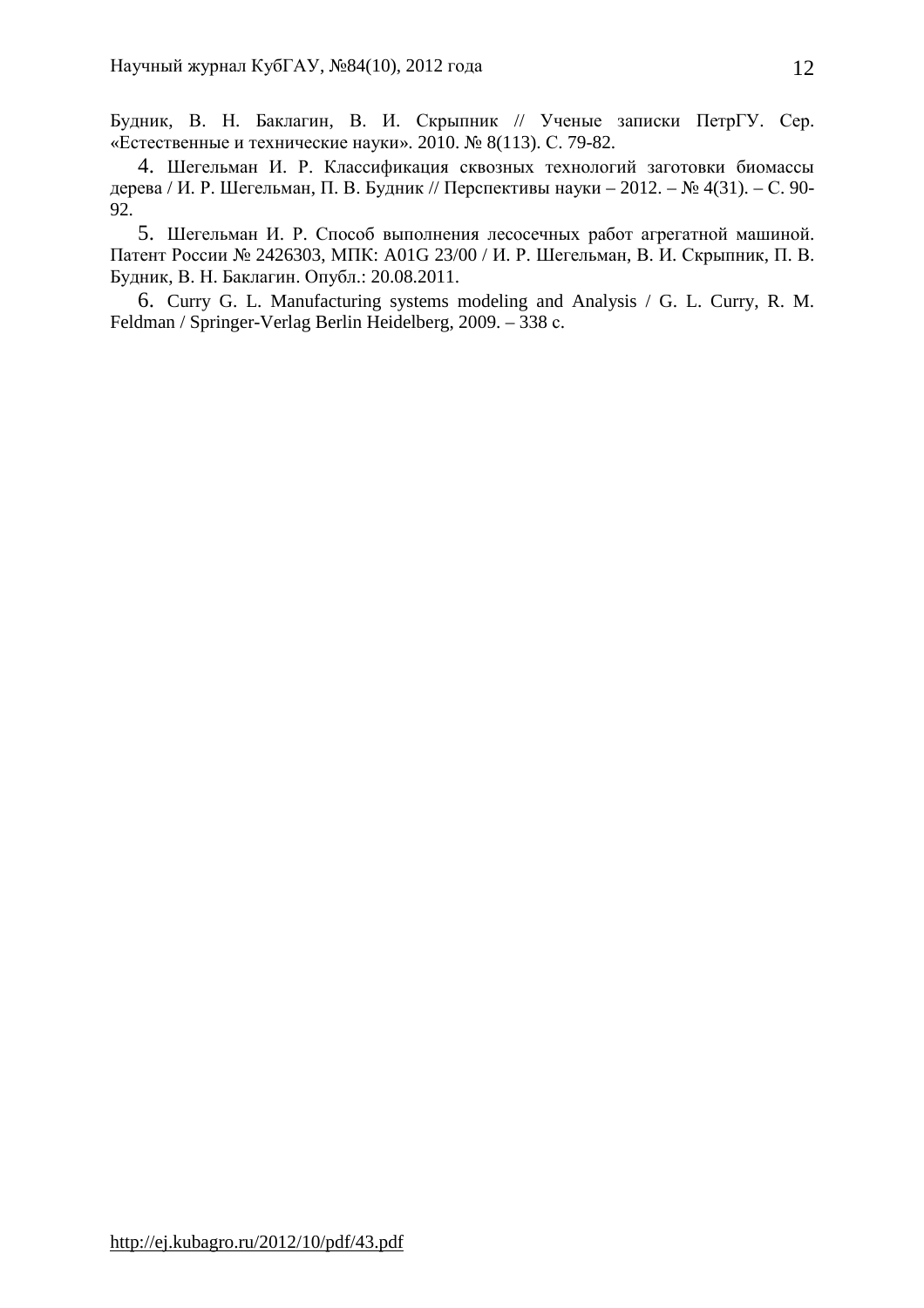Будник, В. Н. Баклагин, В. И. Скрыпник // Ученые записки ПетрГУ. Сер. «Естественные и технические науки». 2010. № 8(113). С. 79-82.

4. Шегельман И. Р. Классификация сквозных технологий заготовки биомассы дерева / И. Р. Шегельман, П. В. Будник // Перспективы науки – 2012. – № 4(31). – С. 90-92.

5. Шегельман И. Р. Способ выполнения лесосечных работ агрегатной машиной. Патент России № 2426303, МПК: A01G 23/00 / И. Р. Шегельман, В. И. Скрыпник, П. В. Будник, В. Н. Баклагин. Опубл.: 20.08.2011.

6. Curry G. L. Manufacturing systems modeling and Analysis / G. L. Curry, R. M. Feldman / Springer-Verlag Berlin Heidelberg, 2009. – 338 c.